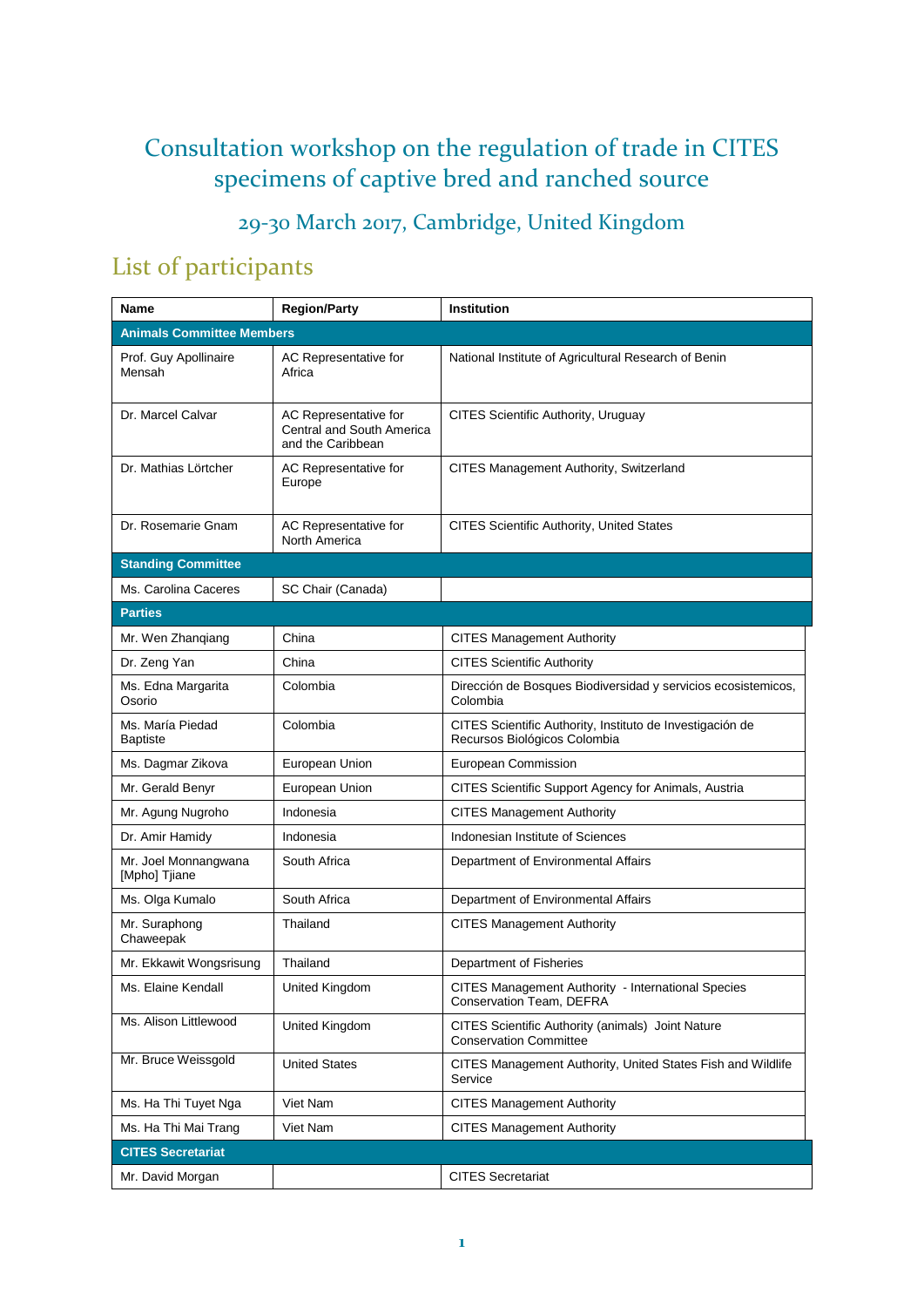# Consultation workshop on the regulation of trade in CITES specimens of captive bred and ranched source

### 29-30 March 2017, Cambridge, United Kingdom

## List of participants

| Name | Region/Party | Institution |
|---|---|---|
| **Animals Committee Members** | | |
| Prof. Guy Apollinaire Mensah | AC Representative for Africa | National Institute of Agricultural Research of Benin |
| Dr. Marcel Calvar | AC Representative for Central and South America and the Caribbean | CITES Scientific Authority, Uruguay |
| Dr. Mathias Lörtcher | AC Representative for Europe | CITES Management Authority, Switzerland |
| Dr. Rosemarie Gnam | AC Representative for North America | CITES Scientific Authority, United States |
| **Standing Committee** | | |
| Ms. Carolina Caceres | SC Chair (Canada) | |
| **Parties** | | |
| Mr. Wen Zhanqiang | China | CITES Management Authority |
| Dr. Zeng Yan | China | CITES Scientific Authority |
| Ms. Edna Margarita Osorio | Colombia | Dirección de Bosques Biodiversidad y servicios ecosistemicos, Colombia |
| Ms. María Piedad Baptiste | Colombia | CITES Scientific Authority, Instituto de Investigación de Recursos Biológicos Colombia |
| Ms. Dagmar Zikova | European Union | European Commission |
| Mr. Gerald Benyr | European Union | CITES Scientific Support Agency for Animals, Austria |
| Mr. Agung Nugroho | Indonesia | CITES Management Authority |
| Dr. Amir Hamidy | Indonesia | Indonesian Institute of Sciences |
| Mr. Joel Monnangwana [Mpho] Tjiane | South Africa | Department of Environmental Affairs |
| Ms. Olga Kumalo | South Africa | Department of Environmental Affairs |
| Mr. Suraphong Chaweepak | Thailand | CITES Management Authority |
| Mr. Ekkawit Wongsrisung | Thailand | Department of Fisheries |
| Ms. Elaine Kendall | United Kingdom | CITES Management Authority - International Species Conservation Team, DEFRA |
| Ms. Alison Littlewood | United Kingdom | CITES Scientific Authority (animals) Joint Nature Conservation Committee |
| Mr. Bruce Weissgold | United States | CITES Management Authority, United States Fish and Wildlife Service |
| Ms. Ha Thi Tuyet Nga | Viet Nam | CITES Management Authority |
| Ms. Ha Thi Mai Trang | Viet Nam | CITES Management Authority |
| **CITES Secretariat** | | |
| Mr. David Morgan | | CITES Secretariat |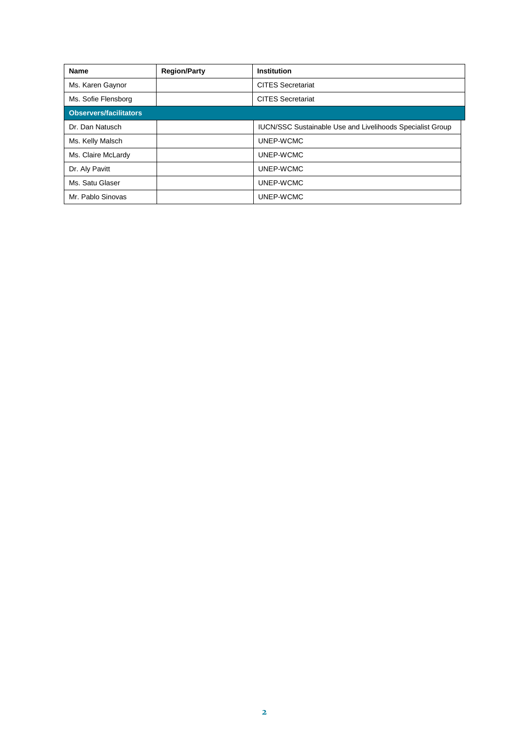| Name | Region/Party | Institution |
|---|---|---|
| Ms. Karen Gaynor | | CITES Secretariat |
| Ms. Sofie Flensborg | | CITES Secretariat |
| **Observers/facilitators** | | |
| Dr. Dan Natusch | | IUCN/SSC Sustainable Use and Livelihoods Specialist Group |
| Ms. Kelly Malsch | | UNEP-WCMC |
| Ms. Claire McLardy | | UNEP-WCMC |
| Dr. Aly Pavitt | | UNEP-WCMC |
| Ms. Satu Glaser | | UNEP-WCMC |
| Mr. Pablo Sinovas | | UNEP-WCMC |